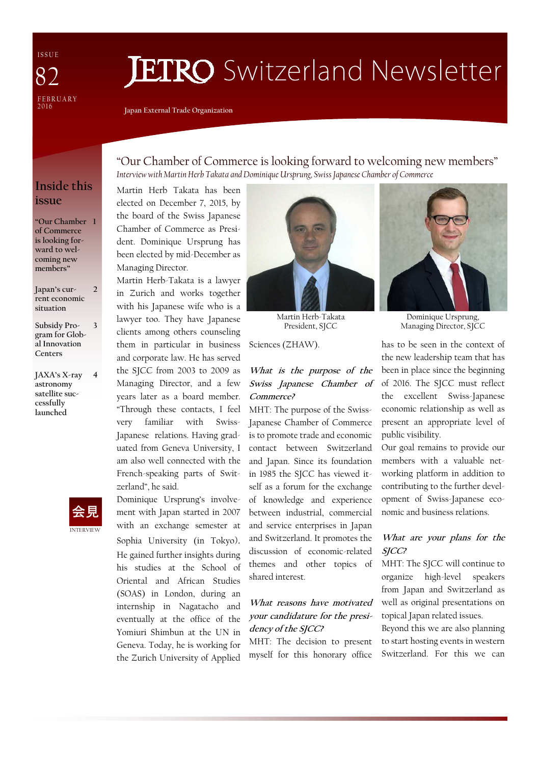# JETRO Switzerland Newsletter

Japan External Trade Organization

ISSUE 82
FEBRUARY 2016

## Inside this issue

| | |
|---|---|
| "Our Chamber of Commerce is looking forward to welcoming new members" | 1 |
| Japan's current economic situation | 2 |
| Subsidy Program for Global Innovation Centers | 3 |
| JAXA's X-ray astronomy satellite successfully launched | 4 |

会見
INTERVIEW

## "Our Chamber of Commerce is looking forward to welcoming new members"

*Interview with Martin Herb Takata and Dominique Ursprung, Swiss Japanese Chamber of Commerce*

Martin Herb Takata has been elected on December 7, 2015, by the board of the Swiss Japanese Chamber of Commerce as President. Dominique Ursprung has been elected by mid-December as Managing Director.

Martin Herb-Takata is a lawyer in Zurich and works together with his Japanese wife who is a lawyer too. They have Japanese clients among others counseling them in particular in business and corporate law. He has served the SJCC from 2003 to 2009 as Managing Director, and a few years later as a board member. "Through these contacts, I feel very familiar with Swiss-Japanese relations. Having graduated from Geneva University, I am also well connected with the French-speaking parts of Switzerland", he said.

Dominique Ursprung's involvement with Japan started in 2007 with an exchange semester at Sophia University (in Tokyo). He gained further insights during his studies at the School of Oriental and African Studies (SOAS) in London, during an internship in Nagatacho and eventually at the office of the Yomiuri Shimbun at the UN in Geneva. Today, he is working for the Zurich University of Applied Sciences (ZHAW).

Martin Herb-Takata
President, SJCC

Dominique Ursprung,
Managing Director, SJCC

***What is the purpose of the Swiss Japanese Chamber of Commerce?***

MHT: The purpose of the Swiss-Japanese Chamber of Commerce is to promote trade and economic contact between Switzerland and Japan. Since its foundation in 1985 the SJCC has viewed itself as a forum for the exchange of knowledge and experience between industrial, commercial and service enterprises in Japan and Switzerland. It promotes the discussion of economic-related themes and other topics of shared interest.

***What reasons have motivated your candidature for the presidency of the SJCC?***

MHT: The decision to present myself for this honorary office has to be seen in the context of the new leadership team that has been in place since the beginning of 2016. The SJCC must reflect the excellent Swiss-Japanese economic relationship as well as present an appropriate level of public visibility.

Our goal remains to provide our members with a valuable networking platform in addition to contributing to the further development of Swiss-Japanese economic and business relations.

***What are your plans for the SJCC?***

MHT: The SJCC will continue to organize high-level speakers from Japan and Switzerland as well as original presentations on topical Japan related issues.

Beyond this we are also planning to start hosting events in western Switzerland. For this we can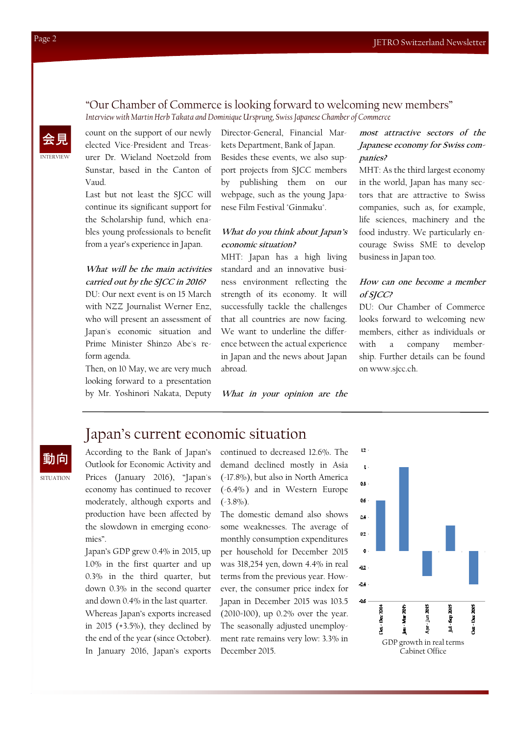## "Our Chamber of Commerce is looking forward to welcoming new members"

*Interview with Martin Herb Takata and Dominique Ursprung, Swiss Japanese Chamber of Commerce*

会見
INTERVIEW

count on the support of our newly elected Vice-President and Treasurer Dr. Wieland Noetzold from Sunstar, based in the Canton of Vaud.

Last but not least the SJCC will continue its significant support for the Scholarship fund, which enables young professionals to benefit from a year's experience in Japan.

***What will be the main activities carried out by the SJCC in 2016?***

DU: Our next event is on 15 March with NZZ Journalist Werner Enz, who will present an assessment of Japan's economic situation and Prime Minister Shinzo Abe's reform agenda.

Then, on 10 May, we are very much looking forward to a presentation by Mr. Yoshinori Nakata, Deputy Director-General, Financial Markets Department, Bank of Japan.

Besides these events, we also support projects from SJCC members by publishing them on our webpage, such as the young Japanese Film Festival "Ginmaku".

***What do you think about Japan's economic situation?***

MHT: Japan has a high living standard and an innovative business environment reflecting the strength of its economy. It will successfully tackle the challenges that all countries are now facing. We want to underline the difference between the actual experience in Japan and the news about Japan abroad.

***What in your opinion are the most attractive sectors of the Japanese economy for Swiss companies?***

MHT: As the third largest economy in the world, Japan has many sectors that are attractive to Swiss companies, such as, for example, life sciences, machinery and the food industry. We particularly encourage Swiss SME to develop business in Japan too.

***How can one become a member of SJCC?***

DU: Our Chamber of Commerce looks forward to welcoming new members, either as individuals or with a company membership. Further details can be found on www.sjcc.ch.

## Japan's current economic situation

動向
SITUATION

According to the Bank of Japan's Outlook for Economic Activity and Prices (January 2016), "Japan's economy has continued to recover moderately, although exports and production have been affected by the slowdown in emerging economies".

Japan's GDP grew 0.4% in 2015, up 1.0% in the first quarter and up 0.3% in the third quarter, but down 0.3% in the second quarter and down 0.4% in the last quarter.

Whereas Japan's exports increased in 2015 (+3.5%), they declined by the end of the year (since October). In January 2016, Japan's exports continued to decreased 12.6%. The demand declined mostly in Asia (-17.8%), but also in North America (-6.4%) and in Western Europe (-3.8%).

The domestic demand also shows some weaknesses. The average of monthly consumption expenditures per household for December 2015 was 318,254 yen, down 4.4% in real terms from the previous year. However, the consumer price index for Japan in December 2015 was 103.5 (2010=100), up 0.2% over the year. The seasonally adjusted unemployment rate remains very low: 3.3% in December 2015.

| Period | GDP growth (%) |
|---|---|
| Oct - Dec 2014 | 0.6 |
| Jan - Mar 2015 | 1.0 |
| Apr - Jun 2015 | -0.3 |
| Jul - Sep 2015 | 0.3 |
| Oct - Dec 2015 | -0.4 |

GDP growth in real terms
Cabinet Office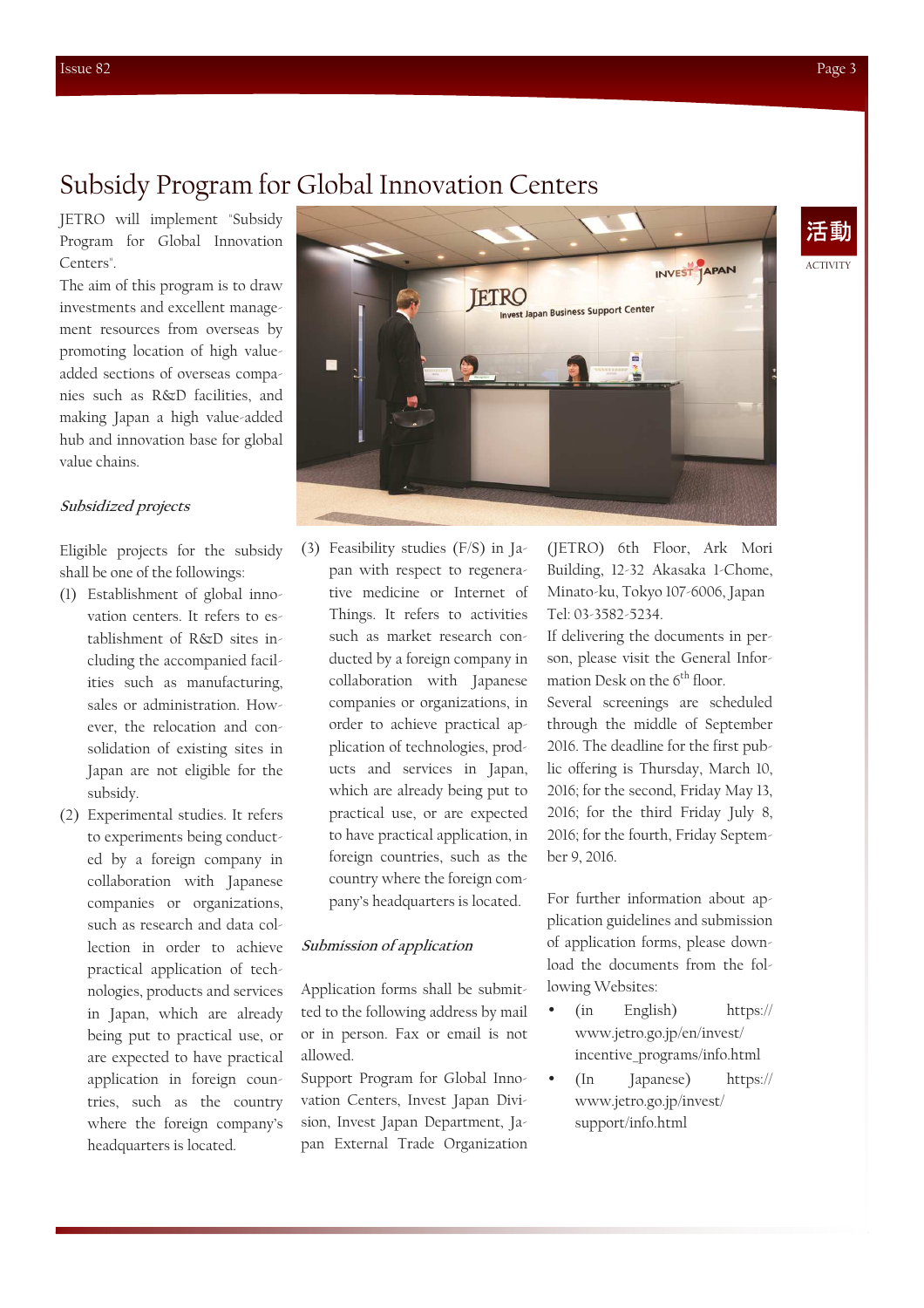# Subsidy Program for Global Innovation Centers

JETRO will implement "Subsidy Program for Global Innovation Centers".

The aim of this program is to draw investments and excellent management resources from overseas by promoting location of high value-added sections of overseas companies such as R&D facilities, and making Japan a high value-added hub and innovation base for global value chains.

### *Subsidized projects*

Eligible projects for the subsidy shall be one of the followings:

(1) Establishment of global innovation centers. It refers to establishment of R&D sites including the accompanied facilities such as manufacturing, sales or administration. However, the relocation and consolidation of existing sites in Japan are not eligible for the subsidy.

(2) Experimental studies. It refers to experiments being conducted by a foreign company in collaboration with Japanese companies or organizations, such as research and data collection in order to achieve practical application of technologies, products and services in Japan, which are already being put to practical use, or are expected to have practical application in foreign countries, such as the country where the foreign company's headquarters is located.

(3) Feasibility studies (F/S) in Japan with respect to regenerative medicine or Internet of Things. It refers to activities such as market research conducted by a foreign company in collaboration with Japanese companies or organizations, in order to achieve practical application of technologies, products and services in Japan, which are already being put to practical use, or are expected to have practical application, in foreign countries, such as the country where the foreign company's headquarters is located.

### *Submission of application*

Application forms shall be submitted to the following address by mail or in person. Fax or email is not allowed.

Support Program for Global Innovation Centers, Invest Japan Division, Invest Japan Department, Japan External Trade Organization (JETRO) 6th Floor, Ark Mori Building, 12-32 Akasaka 1-Chome, Minato-ku, Tokyo 107-6006, Japan

Tel: 03-3582-5234.

If delivering the documents in person, please visit the General Information Desk on the 6th floor.

Several screenings are scheduled through the middle of September 2016. The deadline for the first public offering is Thursday, March 10, 2016; for the second, Friday May 13, 2016; for the third Friday July 8, 2016; for the fourth, Friday September 9, 2016.

For further information about application guidelines and submission of application forms, please download the documents from the following Websites:

- (in English) https://www.jetro.go.jp/en/invest/incentive_programs/info.html
- (In Japanese) https://www.jetro.go.jp/invest/support/info.html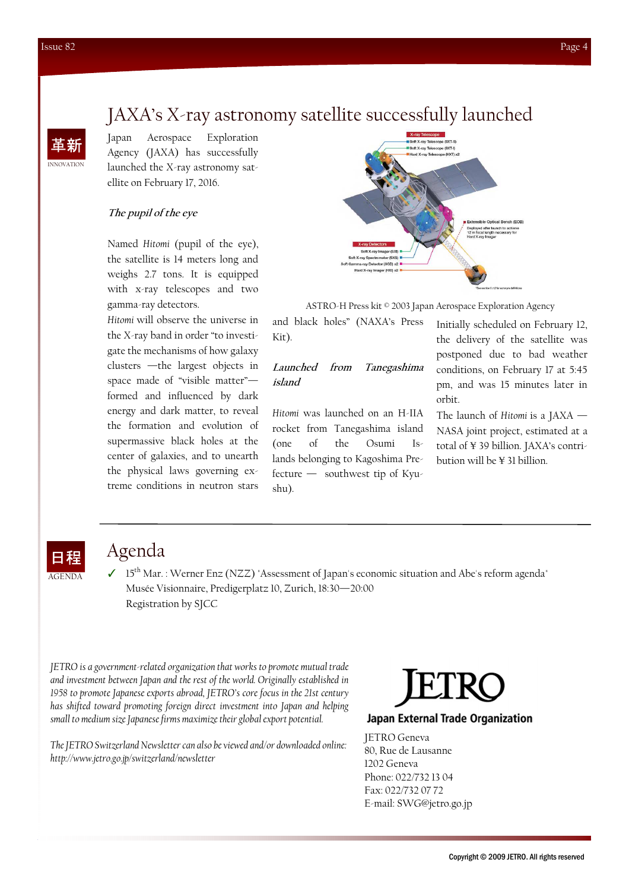# JAXA's X-ray astronomy satellite successfully launched

革新
INNOVATION

Japan Aerospace Exploration Agency (JAXA) has successfully launched the X-ray astronomy satellite on February 17, 2016.

### *The pupil of the eye*

Named *Hitomi* (pupil of the eye), the satellite is 14 meters long and weighs 2.7 tons. It is equipped with x-ray telescopes and two gamma-ray detectors.

*Hitomi* will observe the universe in the X-ray band in order "to investigate the mechanisms of how galaxy clusters —the largest objects in space made of "visible matter"— formed and influenced by dark energy and dark matter, to reveal the formation and evolution of supermassive black holes at the center of galaxies, and to unearth the physical laws governing extreme conditions in neutron stars and black holes" (NAXA's Press Kit).

X-ray Telescope
Soft X-ray Telescope (SXT-S)
Soft X-ray Telescope (SXT-I)
Hard X-ray Telescope (HXT) x2
Extensible Optical Bench (EOB)
Deployed after launch to achieve 12 m focal length necessary for Hard X-ray Imager
X-ray Detectors
Soft X-ray Imager (SXI)
Soft X-ray Spectrometer (SXS)
Soft Gamma-ray Detector (SGD) x2
Hard X-ray Imager (HXI) x2

ASTRO-H Press kit © 2003 Japan Aerospace Exploration Agency

### *Launched from Tanegashima island*

*Hitomi* was launched on an H-IIA rocket from Tanegashima island (one of the Osumi Islands belonging to Kagoshima Prefecture — southwest tip of Kyushu).

Initially scheduled on February 12, the delivery of the satellite was postponed due to bad weather conditions, on February 17 at 5:45 pm, and was 15 minutes later in orbit.

The launch of *Hitomi* is a JAXA — NASA joint project, estimated at a total of ¥ 39 billion. JAXA's contribution will be ¥ 31 billion.

# Agenda

日程
AGENDA

- ✓ 15th Mar. : Werner Enz (NZZ) "Assessment of Japan's economic situation and Abe's reform agenda"
  Musée Visionnaire, Predigerplatz 10, Zurich, 18:30—20:00
  Registration by SJCC

*JETRO is a government-related organization that works to promote mutual trade and investment between Japan and the rest of the world. Originally established in 1958 to promote Japanese exports abroad, JETRO's core focus in the 21st century has shifted toward promoting foreign direct investment into Japan and helping small to medium size Japanese firms maximize their global export potential.*

*The JETRO Switzerland Newsletter can also be viewed and/or downloaded online: http://www.jetro.go.jp/switzerland/newsletter*

JETRO
**Japan External Trade Organization**

JETRO Geneva
80, Rue de Lausanne
1202 Geneva
Phone: 022/732 13 04
Fax: 022/732 07 72
E-mail: SWG@jetro.go.jp

Copyright © 2009 JETRO. All rights reserved